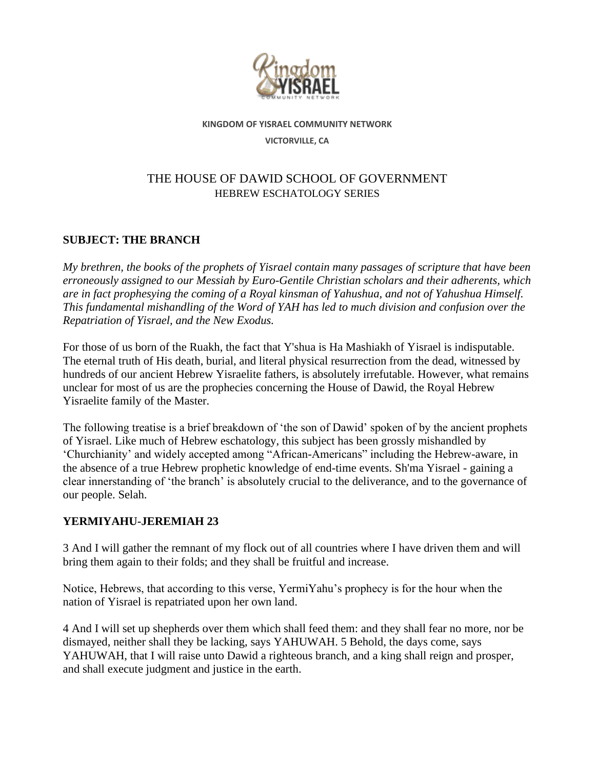**KINGDOM OF YISRAEL COMMUNITY NETWORK**

**VICTORVILLE, CA**

# THE HOUSE OF DAWID SCHOOL OF GOVERNMENT

HEBREW ESCHATOLOGY SERIES

## SUBJECT: THE BRANCH

*My brethren, the books of the prophets of Yisrael contain many passages of scripture that have been erroneously assigned to our Messiah by Euro-Gentile Christian scholars and their adherents, which are in fact prophesying the coming of a Royal kinsman of Yahushua, and not of Yahushua Himself. This fundamental mishandling of the Word of YAH has led to much division and confusion over the Repatriation of Yisrael, and the New Exodus.*

For those of us born of the Ruakh, the fact that Y'shua is Ha Mashiakh of Yisrael is indisputable. The eternal truth of His death, burial, and literal physical resurrection from the dead, witnessed by hundreds of our ancient Hebrew Yisraelite fathers, is absolutely irrefutable. However, what remains unclear for most of us are the prophecies concerning the House of Dawid, the Royal Hebrew Yisraelite family of the Master.

The following treatise is a brief breakdown of 'the son of Dawid' spoken of by the ancient prophets of Yisrael. Like much of Hebrew eschatology, this subject has been grossly mishandled by 'Churchianity' and widely accepted among "African-Americans" including the Hebrew-aware, in the absence of a true Hebrew prophetic knowledge of end-time events. Sh'ma Yisrael - gaining a clear innerstanding of 'the branch' is absolutely crucial to the deliverance, and to the governance of our people. Selah.

## YERMIYAHU-JEREMIAH 23

3 And I will gather the remnant of my flock out of all countries where I have driven them and will bring them again to their folds; and they shall be fruitful and increase.

Notice, Hebrews, that according to this verse, YermiYahu's prophecy is for the hour when the nation of Yisrael is repatriated upon her own land.

4 And I will set up shepherds over them which shall feed them: and they shall fear no more, nor be dismayed, neither shall they be lacking, says YAHUWAH. 5 Behold, the days come, says YAHUWAH, that I will raise unto Dawid a righteous branch, and a king shall reign and prosper, and shall execute judgment and justice in the earth.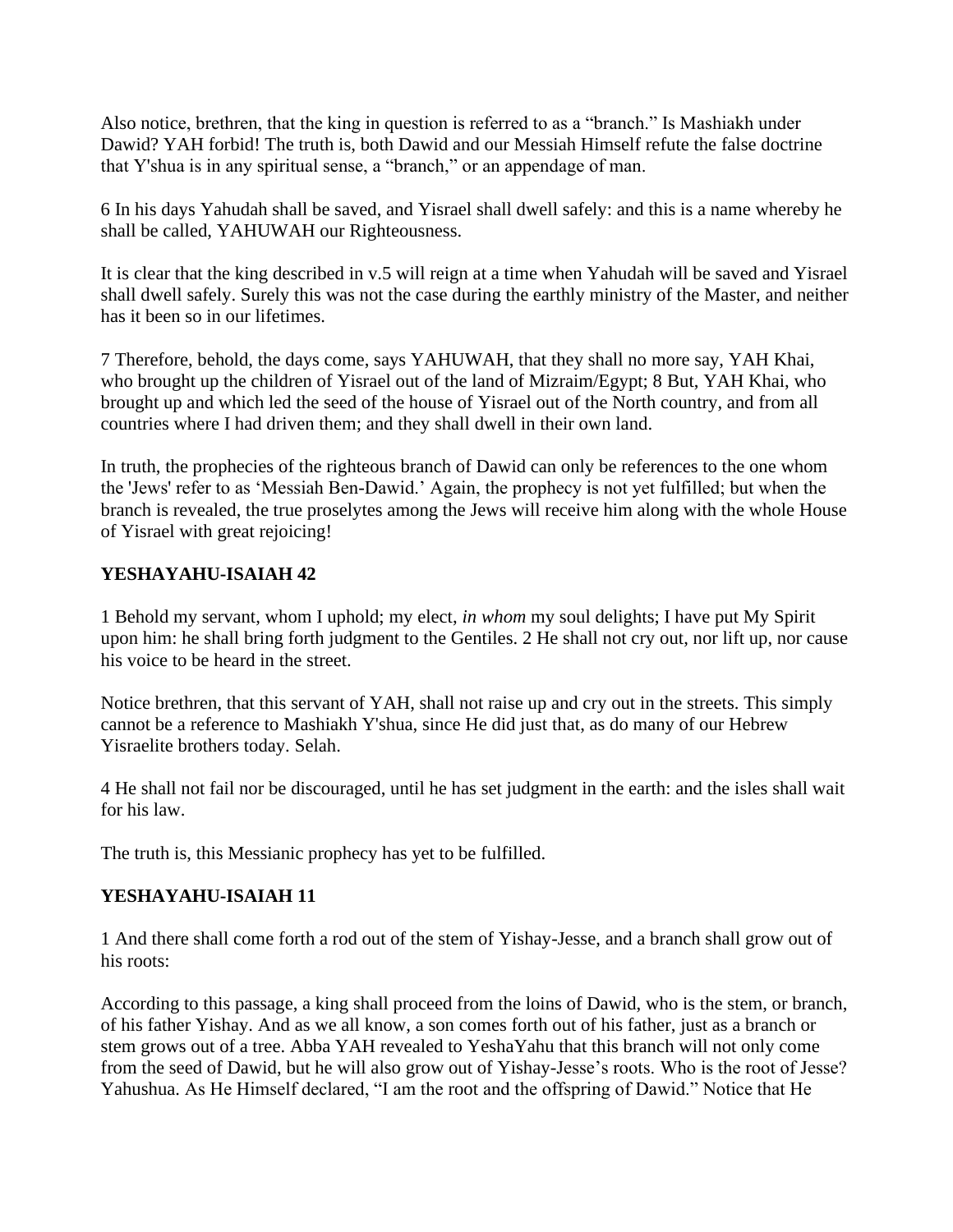Also notice, brethren, that the king in question is referred to as a “branch.” Is Mashiakh under Dawid? YAH forbid! The truth is, both Dawid and our Messiah Himself refute the false doctrine that Y'shua is in any spiritual sense, a “branch,” or an appendage of man.

6 In his days Yahudah shall be saved, and Yisrael shall dwell safely: and this is a name whereby he shall be called, YAHUWAH our Righteousness.

It is clear that the king described in v.5 will reign at a time when Yahudah will be saved and Yisrael shall dwell safely. Surely this was not the case during the earthly ministry of the Master, and neither has it been so in our lifetimes.

7 Therefore, behold, the days come, says YAHUWAH, that they shall no more say, YAH Khai, who brought up the children of Yisrael out of the land of Mizraim/Egypt; 8 But, YAH Khai, who brought up and which led the seed of the house of Yisrael out of the North country, and from all countries where I had driven them; and they shall dwell in their own land.

In truth, the prophecies of the righteous branch of Dawid can only be references to the one whom the 'Jews' refer to as ‘Messiah Ben-Dawid.’ Again, the prophecy is not yet fulfilled; but when the branch is revealed, the true proselytes among the Jews will receive him along with the whole House of Yisrael with great rejoicing!

## YESHAYAHU-ISAIAH 42

1 Behold my servant, whom I uphold; my elect, *in whom* my soul delights; I have put My Spirit upon him: he shall bring forth judgment to the Gentiles. 2 He shall not cry out, nor lift up, nor cause his voice to be heard in the street.

Notice brethren, that this servant of YAH, shall not raise up and cry out in the streets. This simply cannot be a reference to Mashiakh Y'shua, since He did just that, as do many of our Hebrew Yisraelite brothers today. Selah.

4 He shall not fail nor be discouraged, until he has set judgment in the earth: and the isles shall wait for his law.

The truth is, this Messianic prophecy has yet to be fulfilled.

## YESHAYAHU-ISAIAH 11

1 And there shall come forth a rod out of the stem of Yishay-Jesse, and a branch shall grow out of his roots:

According to this passage, a king shall proceed from the loins of Dawid, who is the stem, or branch, of his father Yishay. And as we all know, a son comes forth out of his father, just as a branch or stem grows out of a tree. Abba YAH revealed to YeshaYahu that this branch will not only come from the seed of Dawid, but he will also grow out of Yishay-Jesse’s roots. Who is the root of Jesse? Yahushua. As He Himself declared, “I am the root and the offspring of Dawid.” Notice that He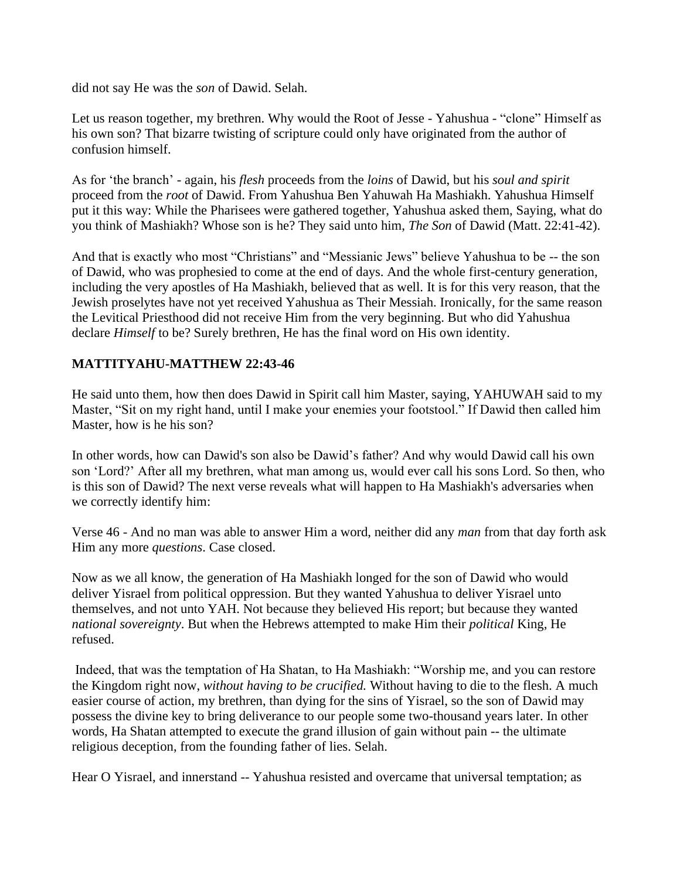did not say He was the *son* of Dawid. Selah.

Let us reason together, my brethren. Why would the Root of Jesse - Yahushua - "clone" Himself as his own son? That bizarre twisting of scripture could only have originated from the author of confusion himself.

As for 'the branch' - again, his *flesh* proceeds from the *loins* of Dawid, but his *soul and spirit* proceed from the *root* of Dawid. From Yahushua Ben Yahuwah Ha Mashiakh. Yahushua Himself put it this way: While the Pharisees were gathered together, Yahushua asked them, Saying, what do you think of Mashiakh? Whose son is he? They said unto him, *The Son* of Dawid (Matt. 22:41-42).

And that is exactly who most "Christians" and "Messianic Jews" believe Yahushua to be -- the son of Dawid, who was prophesied to come at the end of days. And the whole first-century generation, including the very apostles of Ha Mashiakh, believed that as well. It is for this very reason, that the Jewish proselytes have not yet received Yahushua as Their Messiah. Ironically, for the same reason the Levitical Priesthood did not receive Him from the very beginning. But who did Yahushua declare *Himself* to be? Surely brethren, He has the final word on His own identity.

**MATTITYAHU-MATTHEW 22:43-46**

He said unto them, how then does Dawid in Spirit call him Master, saying, YAHUWAH said to my Master, "Sit on my right hand, until I make your enemies your footstool." If Dawid then called him Master, how is he his son?

In other words, how can Dawid's son also be Dawid's father? And why would Dawid call his own son 'Lord?' After all my brethren, what man among us, would ever call his sons Lord. So then, who is this son of Dawid? The next verse reveals what will happen to Ha Mashiakh's adversaries when we correctly identify him:

Verse 46 - And no man was able to answer Him a word, neither did any *man* from that day forth ask Him any more *questions*. Case closed.

Now as we all know, the generation of Ha Mashiakh longed for the son of Dawid who would deliver Yisrael from political oppression. But they wanted Yahushua to deliver Yisrael unto themselves, and not unto YAH. Not because they believed His report; but because they wanted *national sovereignty*. But when the Hebrews attempted to make Him their *political* King, He refused.

Indeed, that was the temptation of Ha Shatan, to Ha Mashiakh: "Worship me, and you can restore the Kingdom right now, *without having to be crucified.* Without having to die to the flesh. A much easier course of action, my brethren, than dying for the sins of Yisrael, so the son of Dawid may possess the divine key to bring deliverance to our people some two-thousand years later. In other words, Ha Shatan attempted to execute the grand illusion of gain without pain -- the ultimate religious deception, from the founding father of lies. Selah.

Hear O Yisrael, and innerstand -- Yahushua resisted and overcame that universal temptation; as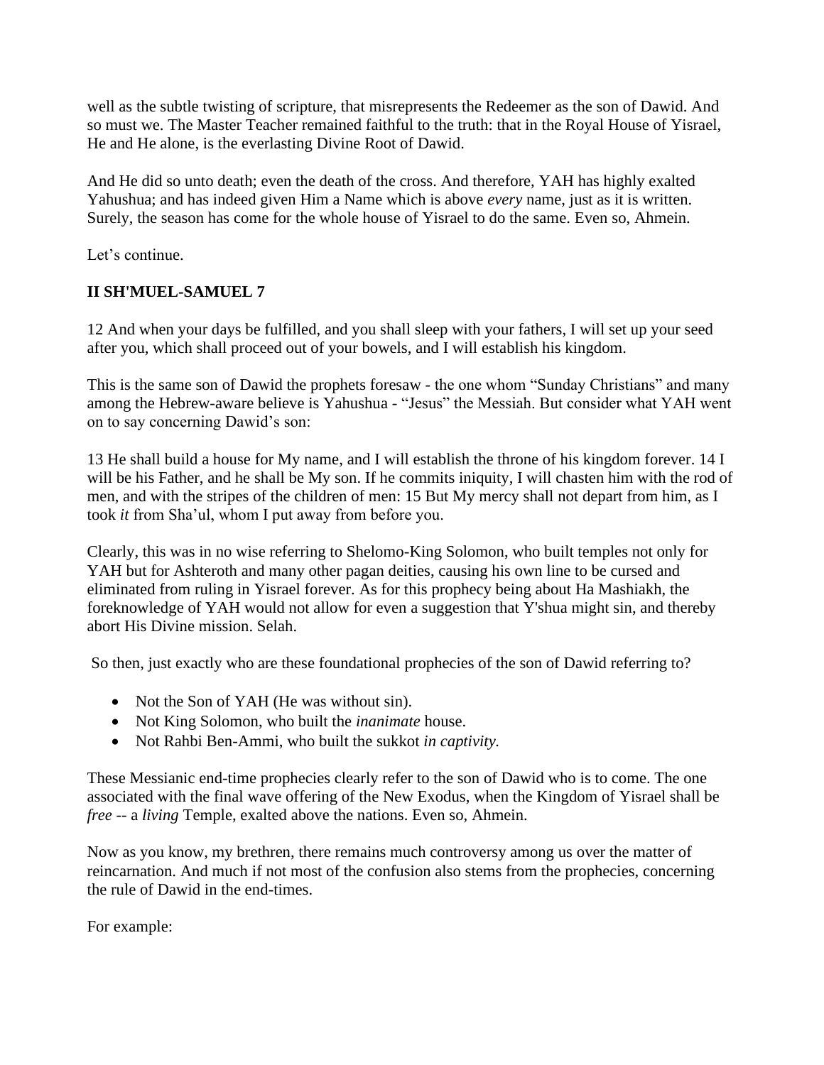well as the subtle twisting of scripture, that misrepresents the Redeemer as the son of Dawid. And so must we. The Master Teacher remained faithful to the truth: that in the Royal House of Yisrael, He and He alone, is the everlasting Divine Root of Dawid.

And He did so unto death; even the death of the cross. And therefore, YAH has highly exalted Yahushua; and has indeed given Him a Name which is above *every* name, just as it is written. Surely, the season has come for the whole house of Yisrael to do the same. Even so, Ahmein.

Let's continue.

**II SH'MUEL-SAMUEL 7**

12 And when your days be fulfilled, and you shall sleep with your fathers, I will set up your seed after you, which shall proceed out of your bowels, and I will establish his kingdom.

This is the same son of Dawid the prophets foresaw - the one whom "Sunday Christians" and many among the Hebrew-aware believe is Yahushua - "Jesus" the Messiah. But consider what YAH went on to say concerning Dawid's son:

13 He shall build a house for My name, and I will establish the throne of his kingdom forever. 14 I will be his Father, and he shall be My son. If he commits iniquity, I will chasten him with the rod of men, and with the stripes of the children of men: 15 But My mercy shall not depart from him, as I took *it* from Sha'ul, whom I put away from before you.

Clearly, this was in no wise referring to Shelomo-King Solomon, who built temples not only for YAH but for Ashteroth and many other pagan deities, causing his own line to be cursed and eliminated from ruling in Yisrael forever. As for this prophecy being about Ha Mashiakh, the foreknowledge of YAH would not allow for even a suggestion that Y'shua might sin, and thereby abort His Divine mission. Selah.

So then, just exactly who are these foundational prophecies of the son of Dawid referring to?

- Not the Son of YAH (He was without sin).
- Not King Solomon, who built the *inanimate* house.
- Not Rahbi Ben-Ammi, who built the sukkot *in captivity.*

These Messianic end-time prophecies clearly refer to the son of Dawid who is to come. The one associated with the final wave offering of the New Exodus, when the Kingdom of Yisrael shall be *free* -- a *living* Temple, exalted above the nations. Even so, Ahmein.

Now as you know, my brethren, there remains much controversy among us over the matter of reincarnation. And much if not most of the confusion also stems from the prophecies, concerning the rule of Dawid in the end-times.

For example: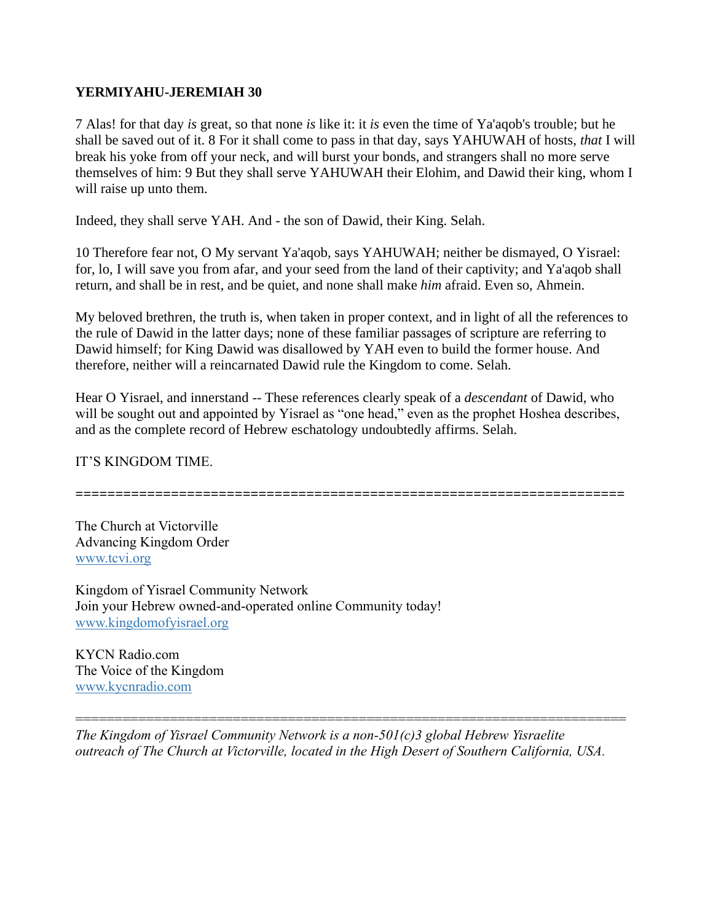**YERMIYAHU-JEREMIAH 30**

7 Alas! for that day *is* great, so that none *is* like it: it *is* even the time of Ya'aqob's trouble; but he shall be saved out of it. 8 For it shall come to pass in that day, says YAHUWAH of hosts, *that* I will break his yoke from off your neck, and will burst your bonds, and strangers shall no more serve themselves of him: 9 But they shall serve YAHUWAH their Elohim, and Dawid their king, whom I will raise up unto them.

Indeed, they shall serve YAH. And - the son of Dawid, their King. Selah.

10 Therefore fear not, O My servant Ya'aqob, says YAHUWAH; neither be dismayed, O Yisrael: for, lo, I will save you from afar, and your seed from the land of their captivity; and Ya'aqob shall return, and shall be in rest, and be quiet, and none shall make *him* afraid. Even so, Ahmein.

My beloved brethren, the truth is, when taken in proper context, and in light of all the references to the rule of Dawid in the latter days; none of these familiar passages of scripture are referring to Dawid himself; for King Dawid was disallowed by YAH even to build the former house. And therefore, neither will a reincarnated Dawid rule the Kingdom to come. Selah.

Hear O Yisrael, and innerstand -- These references clearly speak of a *descendant* of Dawid, who will be sought out and appointed by Yisrael as "one head," even as the prophet Hoshea describes, and as the complete record of Hebrew eschatology undoubtedly affirms. Selah.

IT'S KINGDOM TIME.

======================================================================

The Church at Victorville
Advancing Kingdom Order
www.tcvi.org

Kingdom of Yisrael Community Network
Join your Hebrew owned-and-operated online Community today!
www.kingdomofyisrael.org

KYCN Radio.com
The Voice of the Kingdom
www.kycnradio.com

======================================================================

*The Kingdom of Yisrael Community Network is a non-501(c)3 global Hebrew Yisraelite outreach of The Church at Victorville, located in the High Desert of Southern California, USA.*